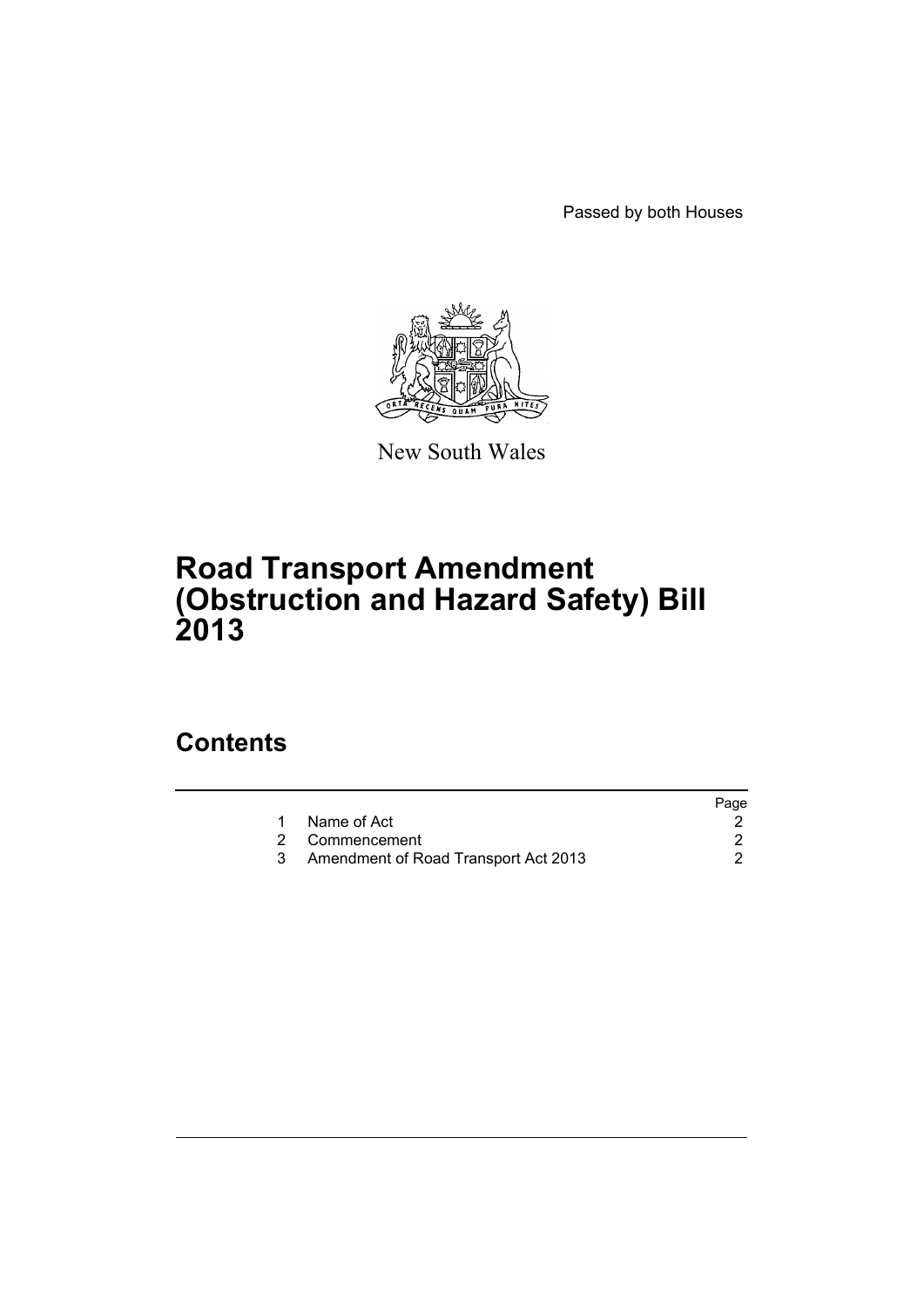Passed by both Houses

New South Wales

# Road Transport Amendment (Obstruction and Hazard Safety) Bill 2013

## Contents

| | | Page |
|---|---|---|
| 1 | Name of Act | 2 |
| 2 | Commencement | 2 |
| 3 | Amendment of Road Transport Act 2013 | 2 |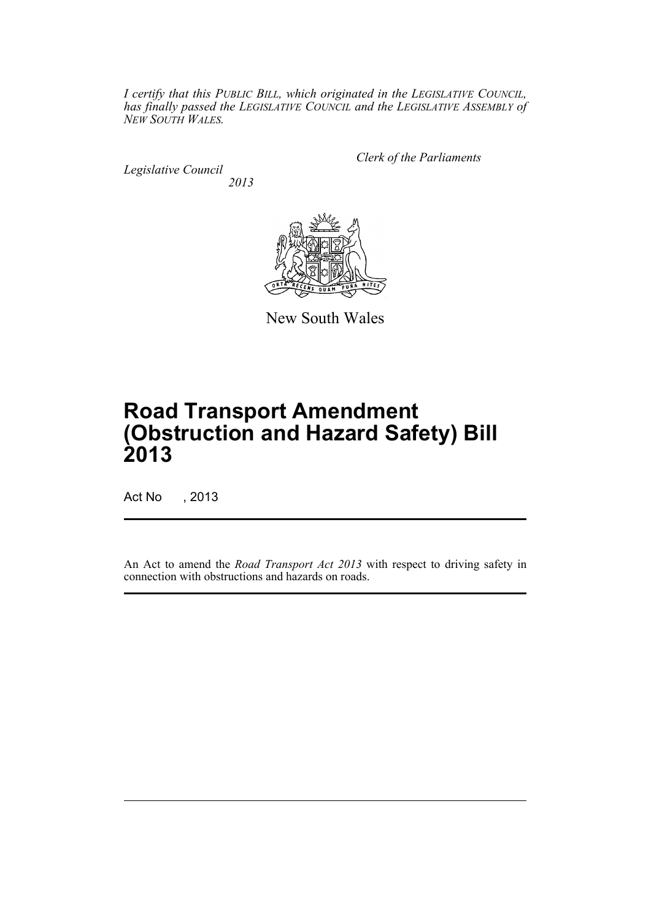*I certify that this PUBLIC BILL, which originated in the LEGISLATIVE COUNCIL, has finally passed the LEGISLATIVE COUNCIL and the LEGISLATIVE ASSEMBLY of NEW SOUTH WALES.*

*Clerk of the Parliaments*

*Legislative Council*

*2013*

New South Wales

# Road Transport Amendment (Obstruction and Hazard Safety) Bill 2013

Act No , 2013

An Act to amend the *Road Transport Act 2013* with respect to driving safety in connection with obstructions and hazards on roads.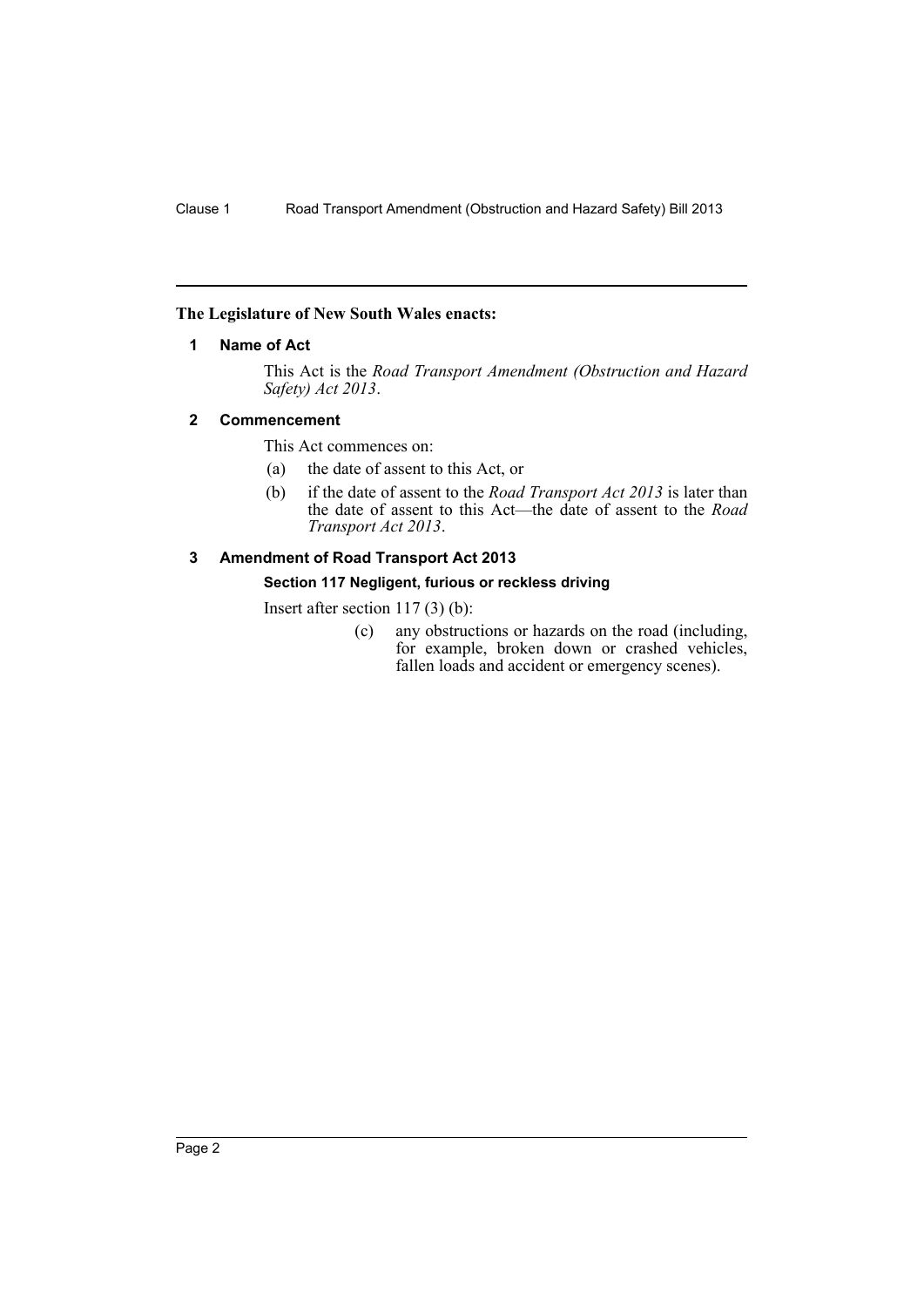**The Legislature of New South Wales enacts:**

### 1 Name of Act

This Act is the *Road Transport Amendment (Obstruction and Hazard Safety) Act 2013*.

### 2 Commencement

This Act commences on:

(a) the date of assent to this Act, or

(b) if the date of assent to the *Road Transport Act 2013* is later than the date of assent to this Act—the date of assent to the *Road Transport Act 2013*.

### 3 Amendment of Road Transport Act 2013

#### Section 117 Negligent, furious or reckless driving

Insert after section 117 (3) (b):

> (c) any obstructions or hazards on the road (including, for example, broken down or crashed vehicles, fallen loads and accident or emergency scenes).